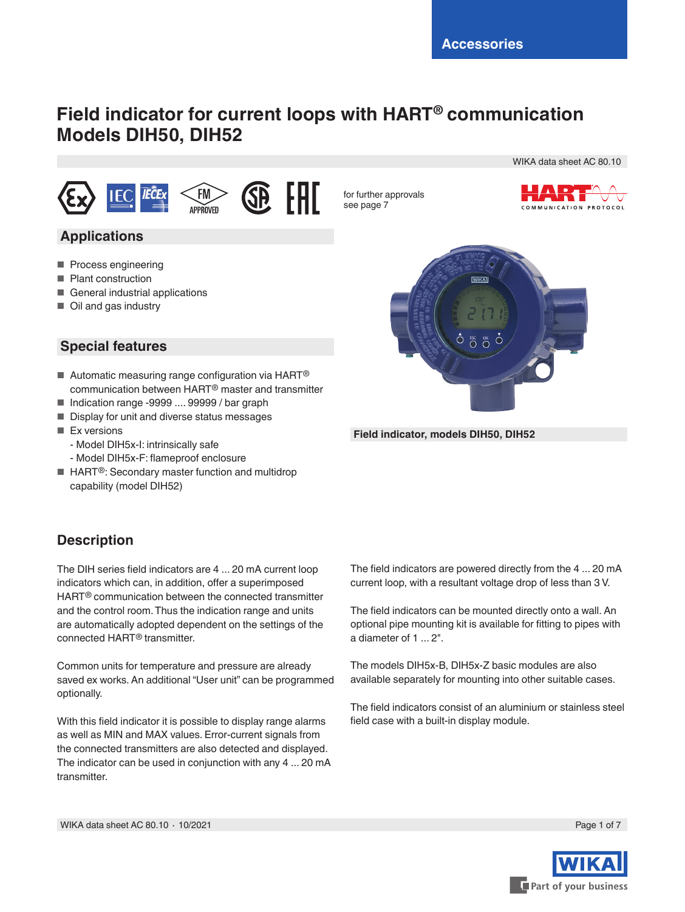Accessories

# Field indicator for current loops with HART® communication
# Models DIH50, DIH52

WIKA data sheet AC 80.10

for further approvals see page 7

## Applications

- Process engineering
- Plant construction
- General industrial applications
- Oil and gas industry

## Special features

- Automatic measuring range configuration via HART® communication between HART® master and transmitter
- Indication range -9999 .... 99999 / bar graph
- Display for unit and diverse status messages
- Ex versions
  - Model DIH5x-I: intrinsically safe
  - Model DIH5x-F: flameproof enclosure
- HART®: Secondary master function and multidrop capability (model DIH52)

Field indicator, models DIH50, DIH52

## Description

The DIH series field indicators are 4 ... 20 mA current loop indicators which can, in addition, offer a superimposed HART® communication between the connected transmitter and the control room. Thus the indication range and units are automatically adopted dependent on the settings of the connected HART® transmitter.

Common units for temperature and pressure are already saved ex works. An additional "User unit" can be programmed optionally.

With this field indicator it is possible to display range alarms as well as MIN and MAX values. Error-current signals from the connected transmitters are also detected and displayed. The indicator can be used in conjunction with any 4 ... 20 mA transmitter.

The field indicators are powered directly from the 4 ... 20 mA current loop, with a resultant voltage drop of less than 3 V.

The field indicators can be mounted directly onto a wall. An optional pipe mounting kit is available for fitting to pipes with a diameter of 1 ... 2".

The models DIH5x-B, DIH5x-Z basic modules are also available separately for mounting into other suitable cases.

The field indicators consist of an aluminium or stainless steel field case with a built-in display module.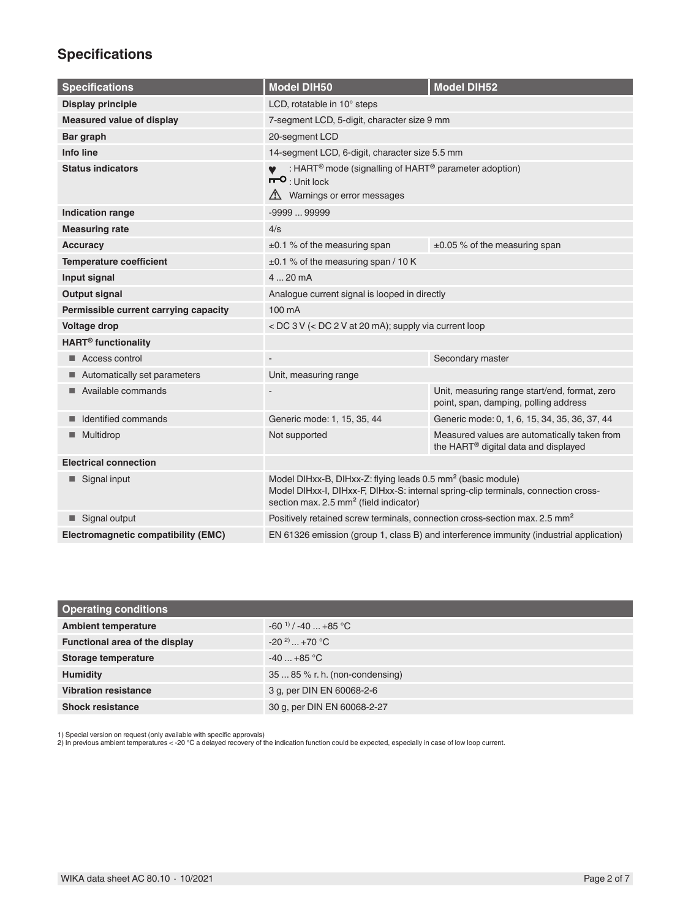## Specifications

| Specifications | Model DIH50 | Model DIH52 |
|---|---|---|
| **Display principle** | LCD, rotatable in 10° steps | |
| **Measured value of display** | 7-segment LCD, 5-digit, character size 9 mm | |
| **Bar graph** | 20-segment LCD | |
| **Info line** | 14-segment LCD, 6-digit, character size 5.5 mm | |
| **Status indicators** | ♥ : HART® mode (signalling of HART® parameter adoption)<br>⊶ : Unit lock<br>⚠ Warnings or error messages | |
| **Indication range** | -9999 ... 99999 | |
| **Measuring rate** | 4/s | |
| **Accuracy** | ±0.1 % of the measuring span | ±0.05 % of the measuring span |
| **Temperature coefficient** | ±0.1 % of the measuring span / 10 K | |
| **Input signal** | 4 ... 20 mA | |
| **Output signal** | Analogue current signal is looped in directly | |
| **Permissible current carrying capacity** | 100 mA | |
| **Voltage drop** | < DC 3 V (< DC 2 V at 20 mA); supply via current loop | |
| **HART® functionality** | | |
| ■ Access control | - | Secondary master |
| ■ Automatically set parameters | Unit, measuring range | |
| ■ Available commands | - | Unit, measuring range start/end, format, zero point, span, damping, polling address |
| ■ Identified commands | Generic mode: 1, 15, 35, 44 | Generic mode: 0, 1, 6, 15, 34, 35, 36, 37, 44 |
| ■ Multidrop | Not supported | Measured values are automatically taken from the HART® digital data and displayed |
| **Electrical connection** | | |
| ■ Signal input | Model DIHxx-B, DIHxx-Z: flying leads 0.5 mm² (basic module)<br>Model DIHxx-I, DIHxx-F, DIHxx-S: internal spring-clip terminals, connection cross-section max. 2.5 mm² (field indicator) | |
| ■ Signal output | Positively retained screw terminals, connection cross-section max. 2.5 mm² | |
| **Electromagnetic compatibility (EMC)** | EN 61326 emission (group 1, class B) and interference immunity (industrial application) | |

| Operating conditions | |
|---|---|
| **Ambient temperature** | -60 [1] / -40 ... +85 °C |
| **Functional area of the display** | -20 [2] ... +70 °C |
| **Storage temperature** | -40 ... +85 °C |
| **Humidity** | 35 ... 85 % r. h. (non-condensing) |
| **Vibration resistance** | 3 g, per DIN EN 60068-2-6 |
| **Shock resistance** | 30 g, per DIN EN 60068-2-27 |

1) Special version on request (only available with specific approvals)
2) In previous ambient temperatures < -20 °C a delayed recovery of the indication function could be expected, especially in case of low loop current.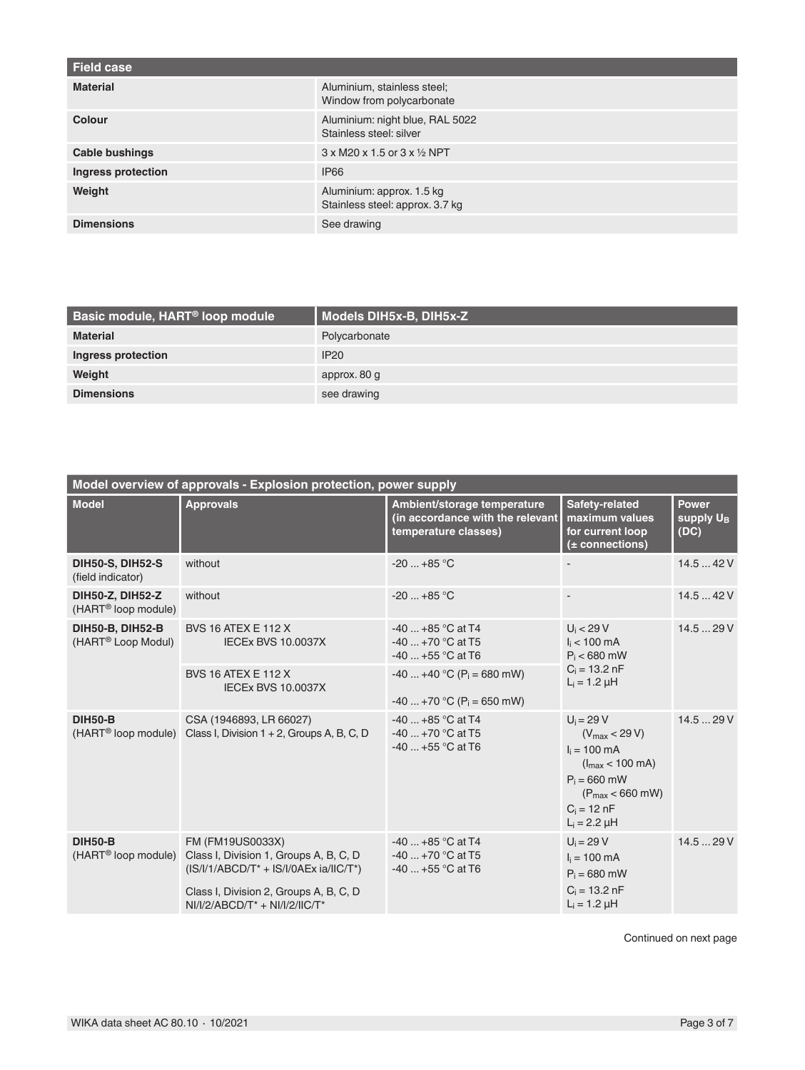| Field case | |
|---|---|
| **Material** | Aluminium, stainless steel;<br>Window from polycarbonate |
| **Colour** | Aluminium: night blue, RAL 5022<br>Stainless steel: silver |
| **Cable bushings** | 3 x M20 x 1.5 or 3 x ½ NPT |
| **Ingress protection** | IP66 |
| **Weight** | Aluminium: approx. 1.5 kg<br>Stainless steel: approx. 3.7 kg |
| **Dimensions** | See drawing |

| Basic module, HART® loop module | Models DIH5x-B, DIH5x-Z |
|---|---|
| **Material** | Polycarbonate |
| **Ingress protection** | IP20 |
| **Weight** | approx. 80 g |
| **Dimensions** | see drawing |

| Model overview of approvals - Explosion protection, power supply | | | | |
|---|---|---|---|---|
| **Model** | **Approvals** | **Ambient/storage temperature (in accordance with the relevant temperature classes)** | **Safety-related maximum values for current loop (± connections)** | **Power supply $U_B$ (DC)** |
| **DIH50-S, DIH52-S** (field indicator) | without | -20 ... +85 °C | - | 14.5 ... 42 V |
| **DIH50-Z, DIH52-Z** (HART® loop module) | without | -20 ... +85 °C | - | 14.5 ... 42 V |
| **DIH50-B, DIH52-B** (HART® Loop Modul) | BVS 16 ATEX E 112 X<br>IECEx BVS 10.0037X | -40 ... +85 °C at T4<br>-40 ... +70 °C at T5<br>-40 ... +55 °C at T6 | $U_i < 29$ V<br>$I_i < 100$ mA<br>$P_i < 680$ mW<br>$C_i = 13.2$ nF<br>$L_i = 1.2$ µH | 14.5 ... 29 V |
| | BVS 16 ATEX E 112 X<br>IECEx BVS 10.0037X | -40 ... +40 °C ($P_i = 680$ mW)<br>-40 ... +70 °C ($P_i = 650$ mW) | | |
| **DIH50-B** (HART® loop module) | CSA (1946893, LR 66027)<br>Class I, Division 1 + 2, Groups A, B, C, D | -40 ... +85 °C at T4<br>-40 ... +70 °C at T5<br>-40 ... +55 °C at T6 | $U_i = 29$ V<br>($V_{max} < 29$ V)<br>$I_i = 100$ mA<br>($I_{max} < 100$ mA)<br>$P_i = 660$ mW<br>($P_{max} < 660$ mW)<br>$C_i = 12$ nF<br>$L_i = 2.2$ µH | 14.5 ... 29 V |
| **DIH50-B** (HART® loop module) | FM (FM19US0033X)<br>Class I, Division 1, Groups A, B, C, D<br>(IS/I/1/ABCD/T* + IS/I/0AEx ia/IIC/T*)<br>Class I, Division 2, Groups A, B, C, D<br>NI/I/2/ABCD/T* + NI/I/2/IIC/T* | -40 ... +85 °C at T4<br>-40 ... +70 °C at T5<br>-40 ... +55 °C at T6 | $U_i = 29$ V<br>$I_i = 100$ mA<br>$P_i = 680$ mW<br>$C_i = 13.2$ nF<br>$L_i = 1.2$ µH | 14.5 ... 29 V |

Continued on next page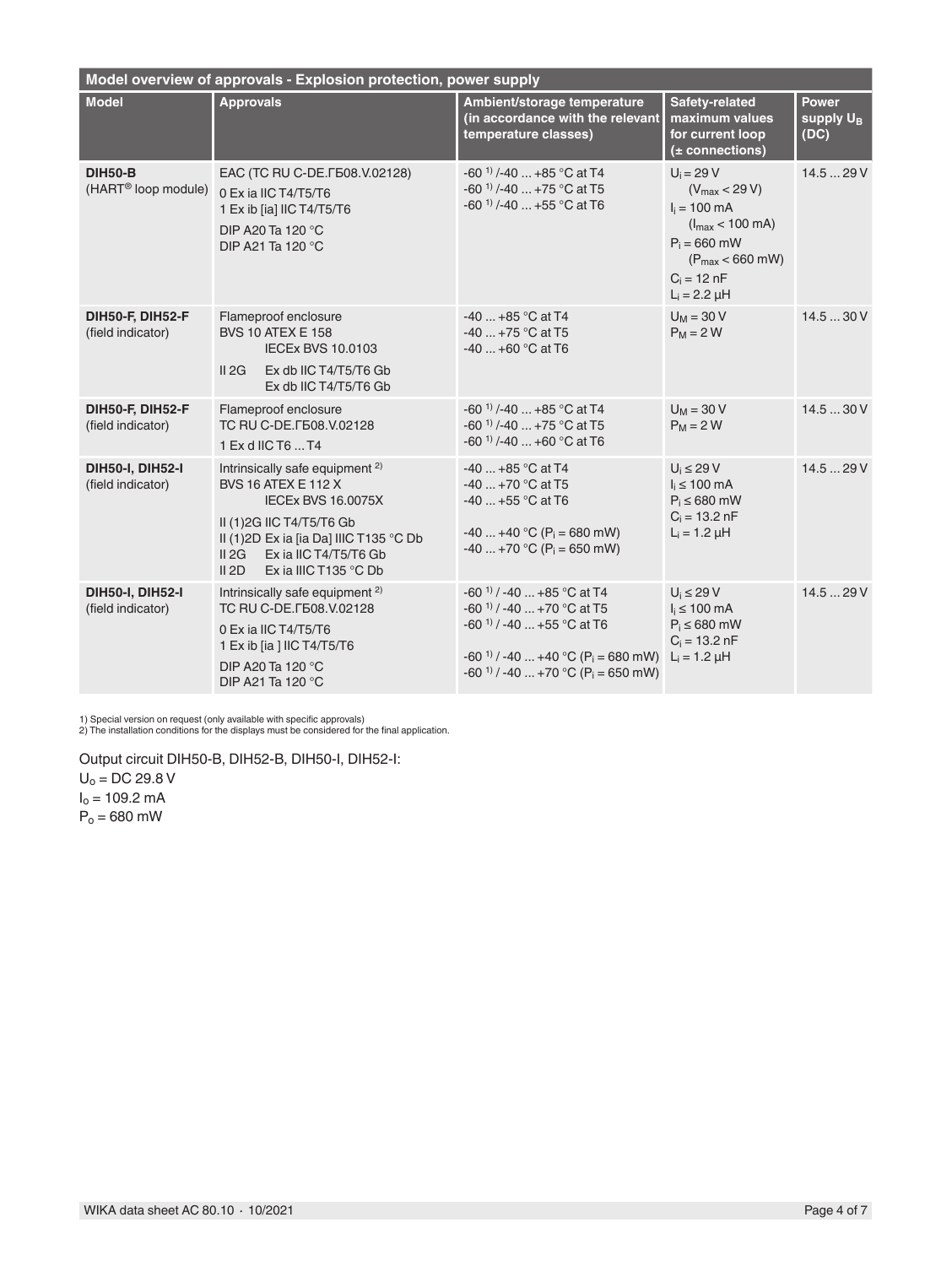| Model overview of approvals - Explosion protection, power supply | | | | |
|---|---|---|---|---|
| **Model** | **Approvals** | **Ambient/storage temperature (in accordance with the relevant temperature classes)** | **Safety-related maximum values for current loop (± connections)** | **Power supply $U_B$ (DC)** |
| **DIH50-B** (HART® loop module) | EAC (TC RU C-DE.ГБ08.V.02128)<br>0 Ex ia IIC T4/T5/T6<br>1 Ex ib [ia] IIC T4/T5/T6<br>DIP A20 Ta 120 °C<br>DIP A21 Ta 120 °C | -60 [1] /-40 ... +85 °C at T4<br>-60 [1] /-40 ... +75 °C at T5<br>-60 [1] /-40 ... +55 °C at T6 | $U_i$ = 29 V<br>($V_{max}$ < 29 V)<br>$I_i$ = 100 mA<br>($I_{max}$ < 100 mA)<br>$P_i$ = 660 mW<br>($P_{max}$ < 660 mW)<br>$C_i$ = 12 nF<br>$L_i$ = 2.2 µH | 14.5 ... 29 V |
| **DIH50-F, DIH52-F** (field indicator) | Flameproof enclosure<br>BVS 10 ATEX E 158<br>IECEx BVS 10.0103<br>II 2G Ex db IIC T4/T5/T6 Gb<br>Ex db IIC T4/T5/T6 Gb | -40 ... +85 °C at T4<br>-40 ... +75 °C at T5<br>-40 ... +60 °C at T6 | $U_M$ = 30 V<br>$P_M$ = 2 W | 14.5 ... 30 V |
| **DIH50-F, DIH52-F** (field indicator) | Flameproof enclosure<br>TC RU C-DE.ГБ08.V.02128<br>1 Ex d IIC T6 ... T4 | -60 [1] /-40 ... +85 °C at T4<br>-60 [1] /-40 ... +75 °C at T5<br>-60 [1] /-40 ... +60 °C at T6 | $U_M$ = 30 V<br>$P_M$ = 2 W | 14.5 ... 30 V |
| **DIH50-I, DIH52-I** (field indicator) | Intrinsically safe equipment [2]<br>BVS 16 ATEX E 112 X<br>IECEx BVS 16.0075X<br>II (1)2G IIC T4/T5/T6 Gb<br>II (1)2D Ex ia [ia Da] IIIC T135 °C Db<br>II 2G Ex ia IIC T4/T5/T6 Gb<br>II 2D Ex ia IIIC T135 °C Db | -40 ... +85 °C at T4<br>-40 ... +70 °C at T5<br>-40 ... +55 °C at T6<br><br>-40 ... +40 °C ($P_i$ = 680 mW)<br>-40 ... +70 °C ($P_i$ = 650 mW) | $U_i$ ≤ 29 V<br>$I_i$ ≤ 100 mA<br>$P_i$ ≤ 680 mW<br>$C_i$ = 13.2 nF<br>$L_i$ = 1.2 µH | 14.5 ... 29 V |
| **DIH50-I, DIH52-I** (field indicator) | Intrinsically safe equipment [2]<br>TC RU C-DE.ГБ08.V.02128<br>0 Ex ia IIC T4/T5/T6<br>1 Ex ib [ia ] IIC T4/T5/T6<br>DIP A20 Ta 120 °C<br>DIP A21 Ta 120 °C | -60 [1] / -40 ... +85 °C at T4<br>-60 [1] / -40 ... +70 °C at T5<br>-60 [1] / -40 ... +55 °C at T6<br><br>-60 [1] / -40 ... +40 °C ($P_i$ = 680 mW)<br>-60 [1] / -40 ... +70 °C ($P_i$ = 650 mW) | $U_i$ ≤ 29 V<br>$I_i$ ≤ 100 mA<br>$P_i$ ≤ 680 mW<br>$C_i$ = 13.2 nF<br>$L_i$ = 1.2 µH | 14.5 ... 29 V |

1) Special version on request (only available with specific approvals)
2) The installation conditions for the displays must be considered for the final application.

Output circuit DIH50-B, DIH52-B, DIH50-I, DIH52-I:
$U_o$ = DC 29.8 V
$I_o$ = 109.2 mA
$P_o$ = 680 mW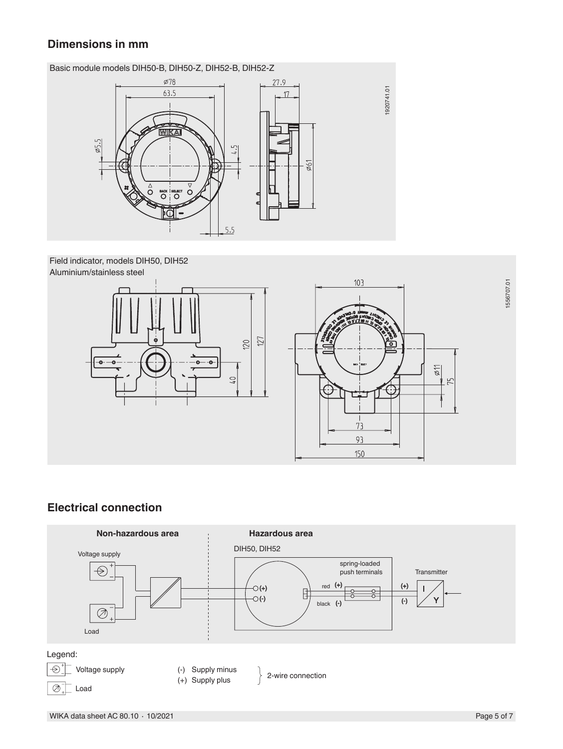## Dimensions in mm

Basic module models DIH50-B, DIH50-Z, DIH52-B, DIH52-Z

Field indicator, models DIH50, DIH52
Aluminium/stainless steel

## Electrical connection

Legend:

- Voltage supply
- Load
- (-) Supply minus
- (+) Supply plus

(-) and (+): 2-wire connection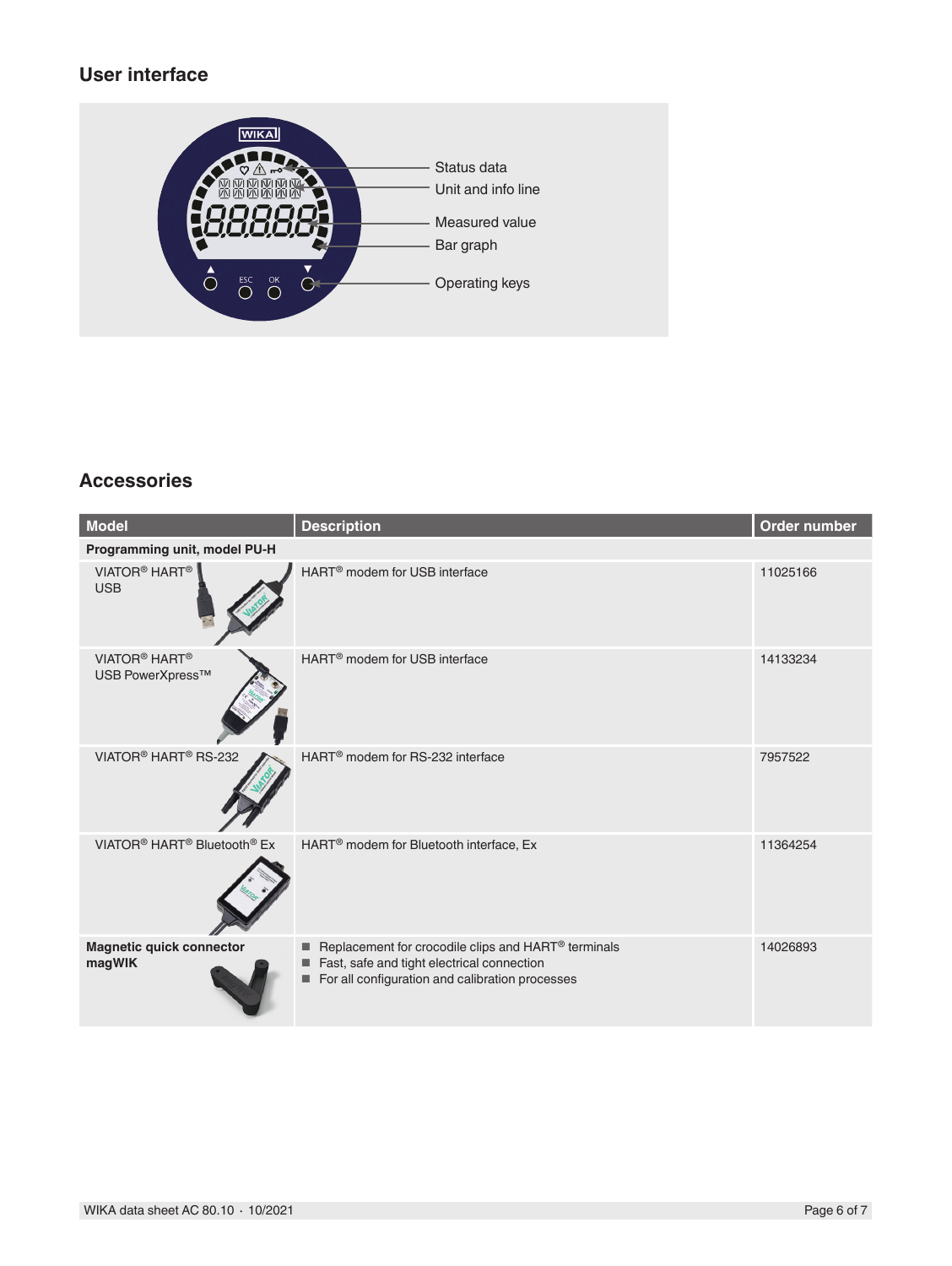## User interface

Status data
Unit and info line
Measured value
Bar graph
Operating keys

## Accessories

| Model | Description | Order number |
|---|---|---|
| **Programming unit, model PU-H** | | |
| VIATOR® HART® USB | HART® modem for USB interface | 11025166 |
| VIATOR® HART® USB PowerXpress™ | HART® modem for USB interface | 14133234 |
| VIATOR® HART® RS-232 | HART® modem for RS-232 interface | 7957522 |
| VIATOR® HART® Bluetooth® Ex | HART® modem for Bluetooth interface, Ex | 11364254 |
| **Magnetic quick connector magWIK** | ■ Replacement for crocodile clips and HART® terminals<br>■ Fast, safe and tight electrical connection<br>■ For all configuration and calibration processes | 14026893 |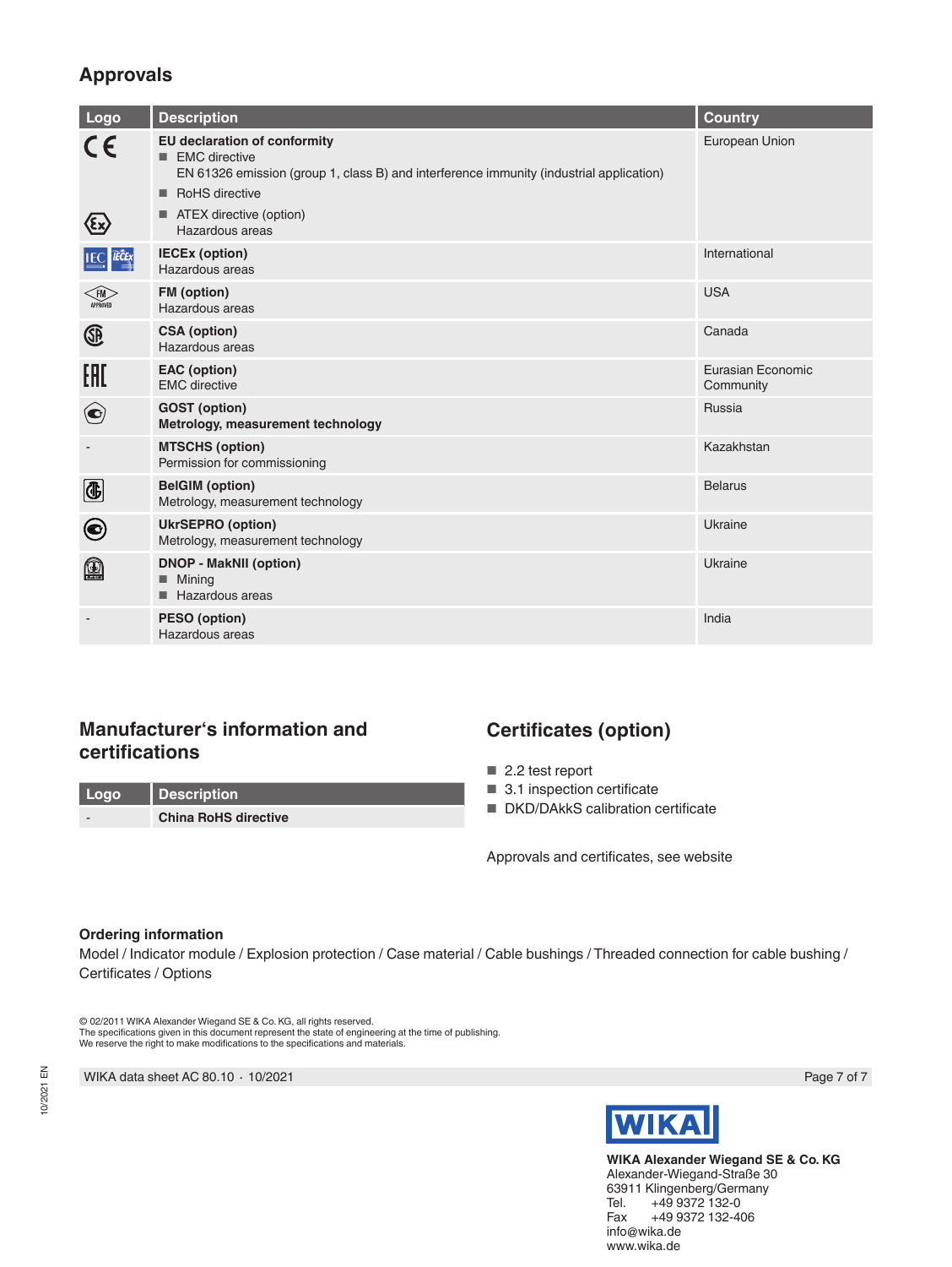## Approvals

| Logo | Description | Country |
|---|---|---|
| | **EU declaration of conformity**<br>■ EMC directive<br>EN 61326 emission (group 1, class B) and interference immunity (industrial application)<br>■ RoHS directive<br>■ ATEX directive (option)<br>Hazardous areas | European Union |
| | **IECEx (option)**<br>Hazardous areas | International |
| | **FM (option)**<br>Hazardous areas | USA |
| | **CSA (option)**<br>Hazardous areas | Canada |
| | **EAC (option)**<br>EMC directive | Eurasian Economic Community |
| | **GOST (option)**<br>**Metrology, measurement technology** | Russia |
| - | **MTSCHS (option)**<br>Permission for commissioning | Kazakhstan |
| | **BelGIM (option)**<br>Metrology, measurement technology | Belarus |
| | **UkrSEPRO (option)**<br>Metrology, measurement technology | Ukraine |
| | **DNOP - MakNII (option)**<br>■ Mining<br>■ Hazardous areas | Ukraine |
| - | **PESO (option)**<br>Hazardous areas | India |

## Manufacturer‘s information and certifications

| Logo | Description |
|---|---|
| - | **China RoHS directive** |

## Certificates (option)

- 2.2 test report
- 3.1 inspection certificate
- DKD/DAkkS calibration certificate

Approvals and certificates, see website

**Ordering information**

Model / Indicator module / Explosion protection / Case material / Cable bushings / Threaded connection for cable bushing / Certificates / Options

© 02/2011 WIKA Alexander Wiegand SE & Co. KG, all rights reserved.
The specifications given in this document represent the state of engineering at the time of publishing.
We reserve the right to make modifications to the specifications and materials.

WIKA data sheet AC 80.10 · 10/2021

**WIKA Alexander Wiegand SE & Co. KG**
Alexander-Wiegand-Straße 30
63911 Klingenberg/Germany
Tel. +49 9372 132-0
Fax +49 9372 132-406
info@wika.de
www.wika.de